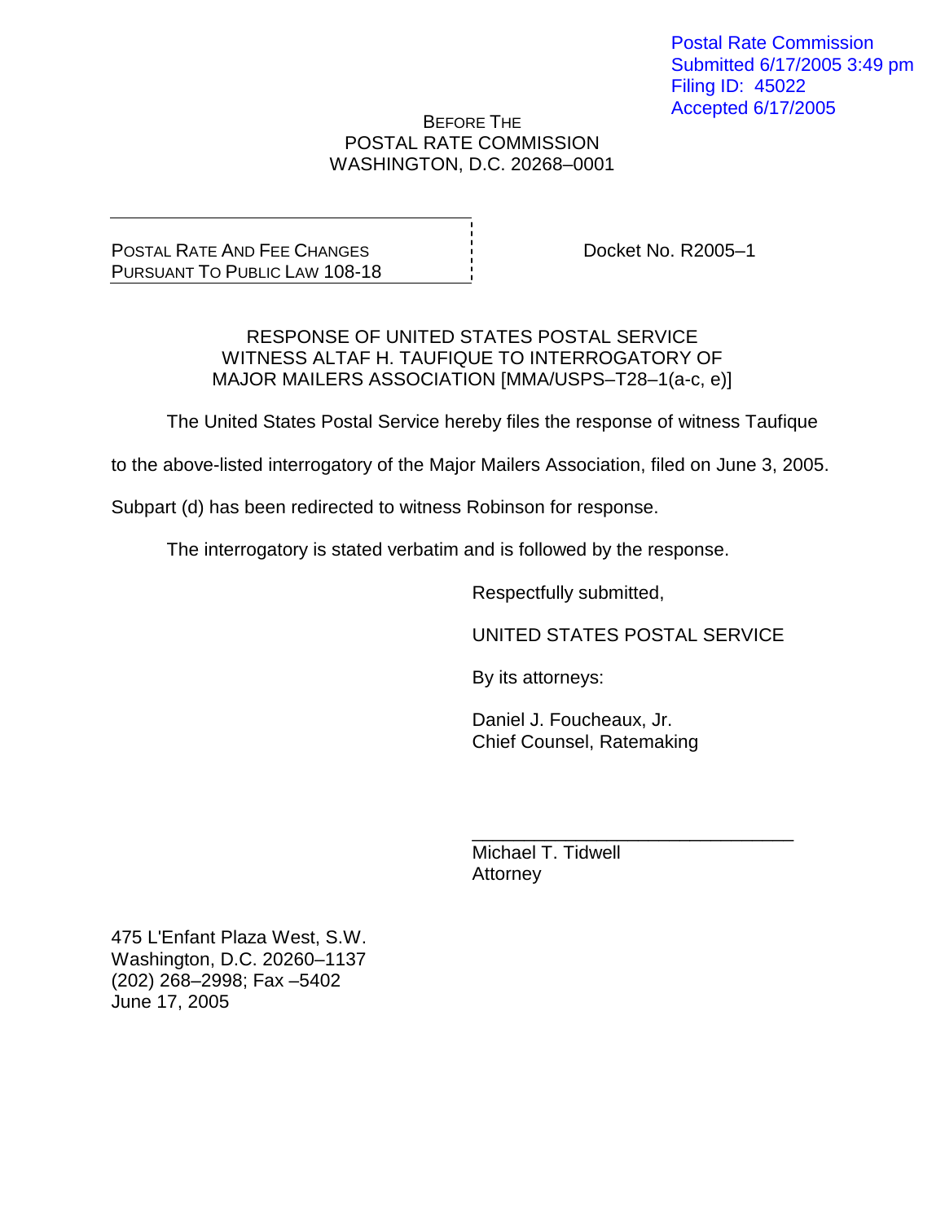Postal Rate Commission
Submitted 6/17/2005 3:49 pm
Filing ID: 45022
Accepted 6/17/2005

BEFORE THE
POSTAL RATE COMMISSION
WASHINGTON, D.C. 20268–0001

POSTAL RATE AND FEE CHANGES
PURSUANT TO PUBLIC LAW 108-18

Docket No. R2005–1

RESPONSE OF UNITED STATES POSTAL SERVICE
WITNESS ALTAF H. TAUFIQUE TO INTERROGATORY OF
MAJOR MAILERS ASSOCIATION [MMA/USPS–T28–1(a-c, e)]

The United States Postal Service hereby files the response of witness Taufique to the above-listed interrogatory of the Major Mailers Association, filed on June 3, 2005. Subpart (d) has been redirected to witness Robinson for response.

The interrogatory is stated verbatim and is followed by the response.

Respectfully submitted,

UNITED STATES POSTAL SERVICE

By its attorneys:

Daniel J. Foucheaux, Jr.
Chief Counsel, Ratemaking

\_\_\_\_\_\_\_\_\_\_\_\_\_\_\_\_\_\_\_\_\_\_\_\_\_\_\_\_\_\_\_\_
Michael T. Tidwell
Attorney

475 L'Enfant Plaza West, S.W.
Washington, D.C. 20260–1137
(202) 268–2998; Fax –5402
June 17, 2005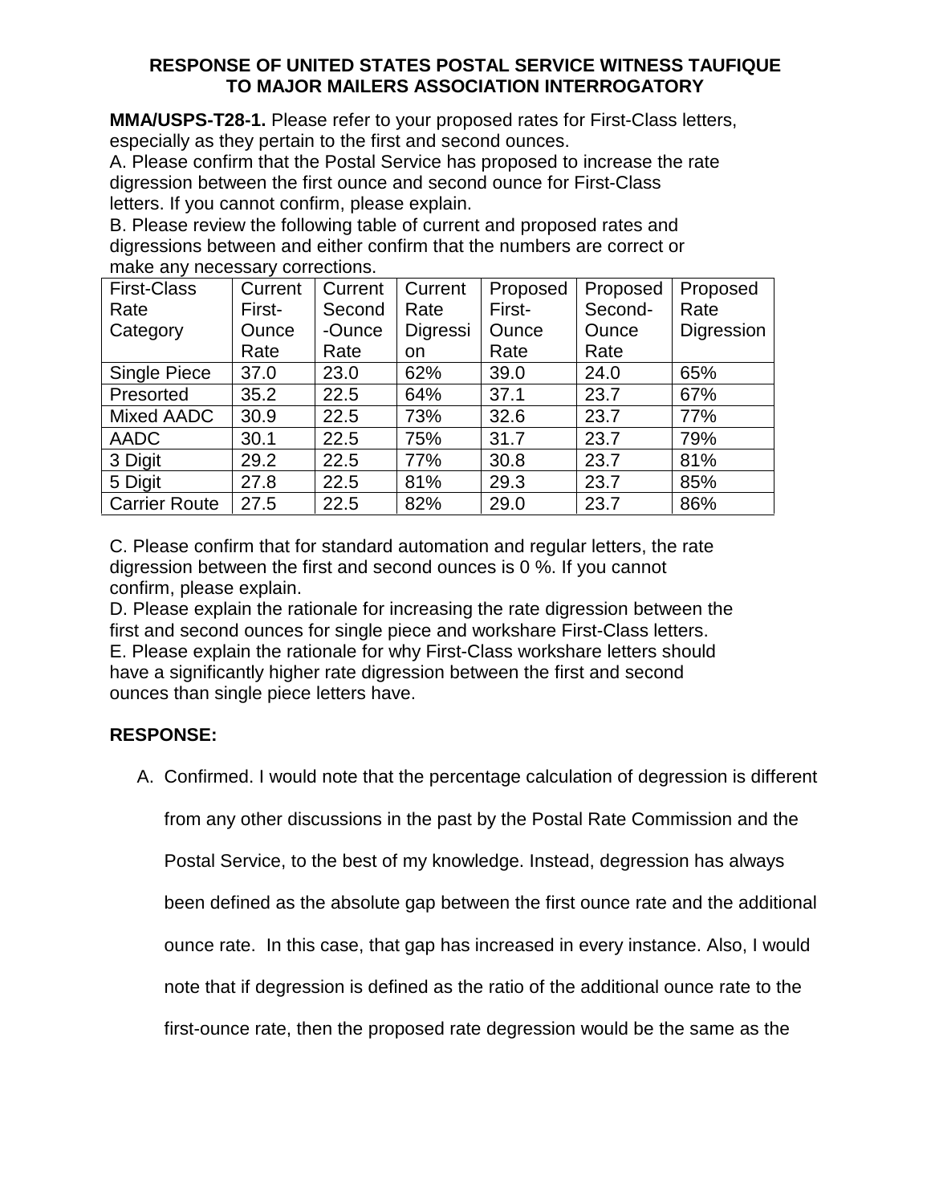**RESPONSE OF UNITED STATES POSTAL SERVICE WITNESS TAUFIQUE TO MAJOR MAILERS ASSOCIATION INTERROGATORY**

**MMA/USPS-T28-1.** Please refer to your proposed rates for First-Class letters, especially as they pertain to the first and second ounces.

A. Please confirm that the Postal Service has proposed to increase the rate digression between the first ounce and second ounce for First-Class letters. If you cannot confirm, please explain.

B. Please review the following table of current and proposed rates and digressions between and either confirm that the numbers are correct or make any necessary corrections.

| First-Class Rate Category | Current First-Ounce Rate | Current Second-Ounce Rate | Current Rate Digression | Proposed First-Ounce Rate | Proposed Second-Ounce Rate | Proposed Rate Digression |
|---|---|---|---|---|---|---|
| Single Piece | 37.0 | 23.0 | 62% | 39.0 | 24.0 | 65% |
| Presorted | 35.2 | 22.5 | 64% | 37.1 | 23.7 | 67% |
| Mixed AADC | 30.9 | 22.5 | 73% | 32.6 | 23.7 | 77% |
| AADC | 30.1 | 22.5 | 75% | 31.7 | 23.7 | 79% |
| 3 Digit | 29.2 | 22.5 | 77% | 30.8 | 23.7 | 81% |
| 5 Digit | 27.8 | 22.5 | 81% | 29.3 | 23.7 | 85% |
| Carrier Route | 27.5 | 22.5 | 82% | 29.0 | 23.7 | 86% |

C. Please confirm that for standard automation and regular letters, the rate digression between the first and second ounces is 0 %. If you cannot confirm, please explain.

D. Please explain the rationale for increasing the rate digression between the first and second ounces for single piece and workshare First-Class letters.

E. Please explain the rationale for why First-Class workshare letters should have a significantly higher rate digression between the first and second ounces than single piece letters have.

**RESPONSE:**

A. Confirmed. I would note that the percentage calculation of degression is different from any other discussions in the past by the Postal Rate Commission and the Postal Service, to the best of my knowledge. Instead, degression has always been defined as the absolute gap between the first ounce rate and the additional ounce rate. In this case, that gap has increased in every instance. Also, I would note that if degression is defined as the ratio of the additional ounce rate to the first-ounce rate, then the proposed rate degression would be the same as the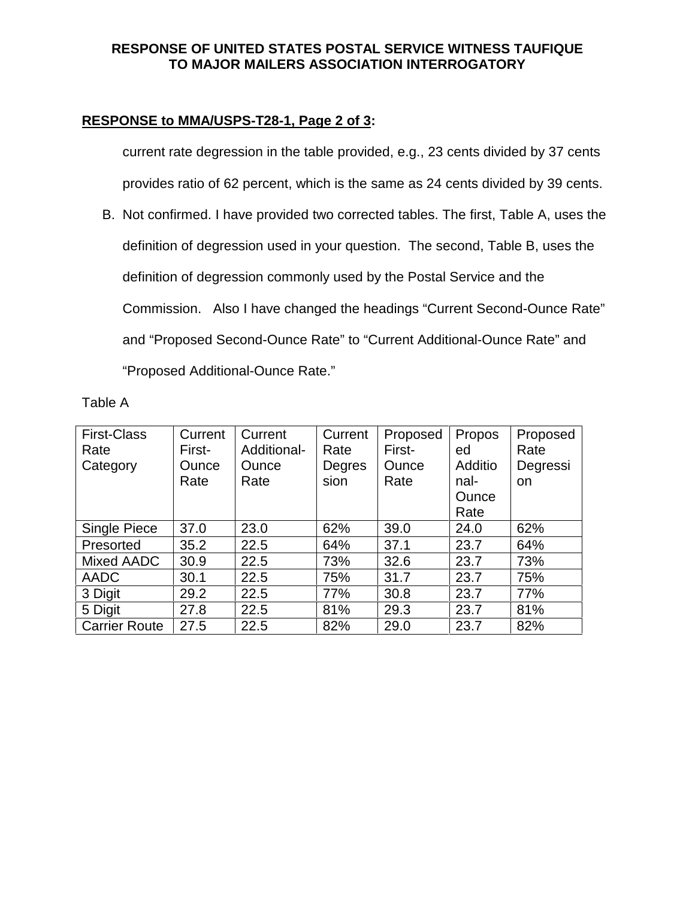**RESPONSE to MMA/USPS-T28-1, Page 2 of 3:**

current rate degression in the table provided, e.g., 23 cents divided by 37 cents provides ratio of 62 percent, which is the same as 24 cents divided by 39 cents.

B. Not confirmed. I have provided two corrected tables. The first, Table A, uses the definition of degression used in your question. The second, Table B, uses the definition of degression commonly used by the Postal Service and the Commission. Also I have changed the headings "Current Second-Ounce Rate" and "Proposed Second-Ounce Rate" to "Current Additional-Ounce Rate" and "Proposed Additional-Ounce Rate."

Table A

| First-Class Rate Category | Current First-Ounce Rate | Current Additional-Ounce Rate | Current Rate Degression | Proposed First-Ounce Rate | Proposed Additional-Ounce Rate | Proposed Rate Degression |
|---|---|---|---|---|---|---|
| Single Piece | 37.0 | 23.0 | 62% | 39.0 | 24.0 | 62% |
| Presorted | 35.2 | 22.5 | 64% | 37.1 | 23.7 | 64% |
| Mixed AADC | 30.9 | 22.5 | 73% | 32.6 | 23.7 | 73% |
| AADC | 30.1 | 22.5 | 75% | 31.7 | 23.7 | 75% |
| 3 Digit | 29.2 | 22.5 | 77% | 30.8 | 23.7 | 77% |
| 5 Digit | 27.8 | 22.5 | 81% | 29.3 | 23.7 | 81% |
| Carrier Route | 27.5 | 22.5 | 82% | 29.0 | 23.7 | 82% |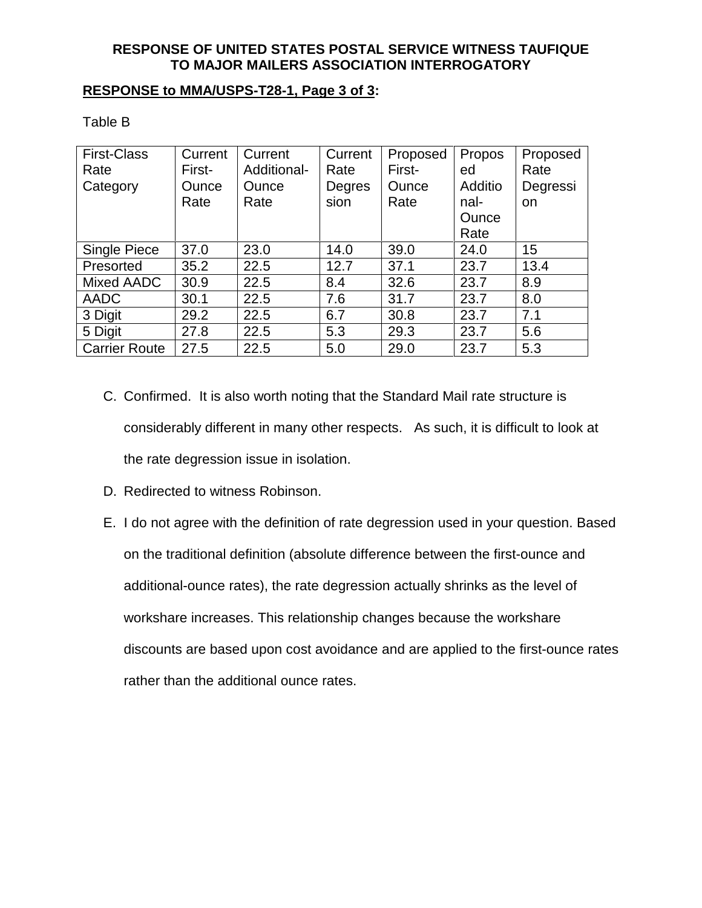**RESPONSE OF UNITED STATES POSTAL SERVICE WITNESS TAUFIQUE TO MAJOR MAILERS ASSOCIATION INTERROGATORY**

**RESPONSE to MMA/USPS-T28-1, Page 3 of 3:**

Table B

| First-Class Rate Category | Current First-Ounce Rate | Current Additional-Ounce Rate | Current Rate Degression | Proposed First-Ounce Rate | Proposed Additional-Ounce Rate | Proposed Rate Degression |
|---|---|---|---|---|---|---|
| Single Piece | 37.0 | 23.0 | 14.0 | 39.0 | 24.0 | 15 |
| Presorted | 35.2 | 22.5 | 12.7 | 37.1 | 23.7 | 13.4 |
| Mixed AADC | 30.9 | 22.5 | 8.4 | 32.6 | 23.7 | 8.9 |
| AADC | 30.1 | 22.5 | 7.6 | 31.7 | 23.7 | 8.0 |
| 3 Digit | 29.2 | 22.5 | 6.7 | 30.8 | 23.7 | 7.1 |
| 5 Digit | 27.8 | 22.5 | 5.3 | 29.3 | 23.7 | 5.6 |
| Carrier Route | 27.5 | 22.5 | 5.0 | 29.0 | 23.7 | 5.3 |

C. Confirmed. It is also worth noting that the Standard Mail rate structure is considerably different in many other respects. As such, it is difficult to look at the rate degression issue in isolation.

D. Redirected to witness Robinson.

E. I do not agree with the definition of rate degression used in your question. Based on the traditional definition (absolute difference between the first-ounce and additional-ounce rates), the rate degression actually shrinks as the level of workshare increases. This relationship changes because the workshare discounts are based upon cost avoidance and are applied to the first-ounce rates rather than the additional ounce rates.